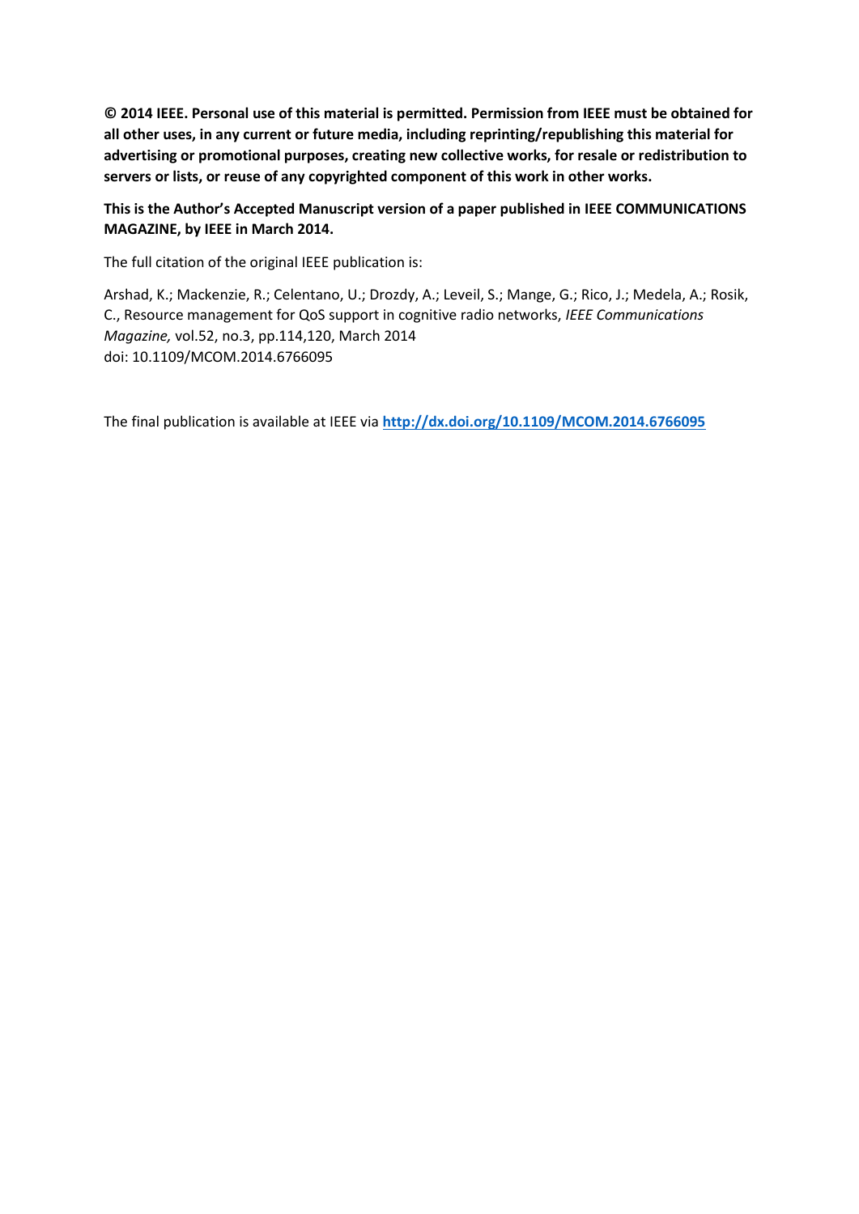**© 2014 IEEE. Personal use of this material is permitted. Permission from IEEE must be obtained for all other uses, in any current or future media, including reprinting/republishing this material for advertising or promotional purposes, creating new collective works, for resale or redistribution to servers or lists, or reuse of any copyrighted component of this work in other works.**

**This is the Author's Accepted Manuscript version of a paper published in IEEE COMMUNICATIONS MAGAZINE, by IEEE in March 2014.**

The full citation of the original IEEE publication is:

Arshad, K.; Mackenzie, R.; Celentano, U.; Drozdy, A.; Leveil, S.; Mange, G.; Rico, J.; Medela, A.; Rosik, C., Resource management for QoS support in cognitive radio networks, *IEEE Communications Magazine,* vol.52, no.3, pp.114,120, March 2014
doi: 10.1109/MCOM.2014.6766095

The final publication is available at IEEE via **http://dx.doi.org/10.1109/MCOM.2014.6766095**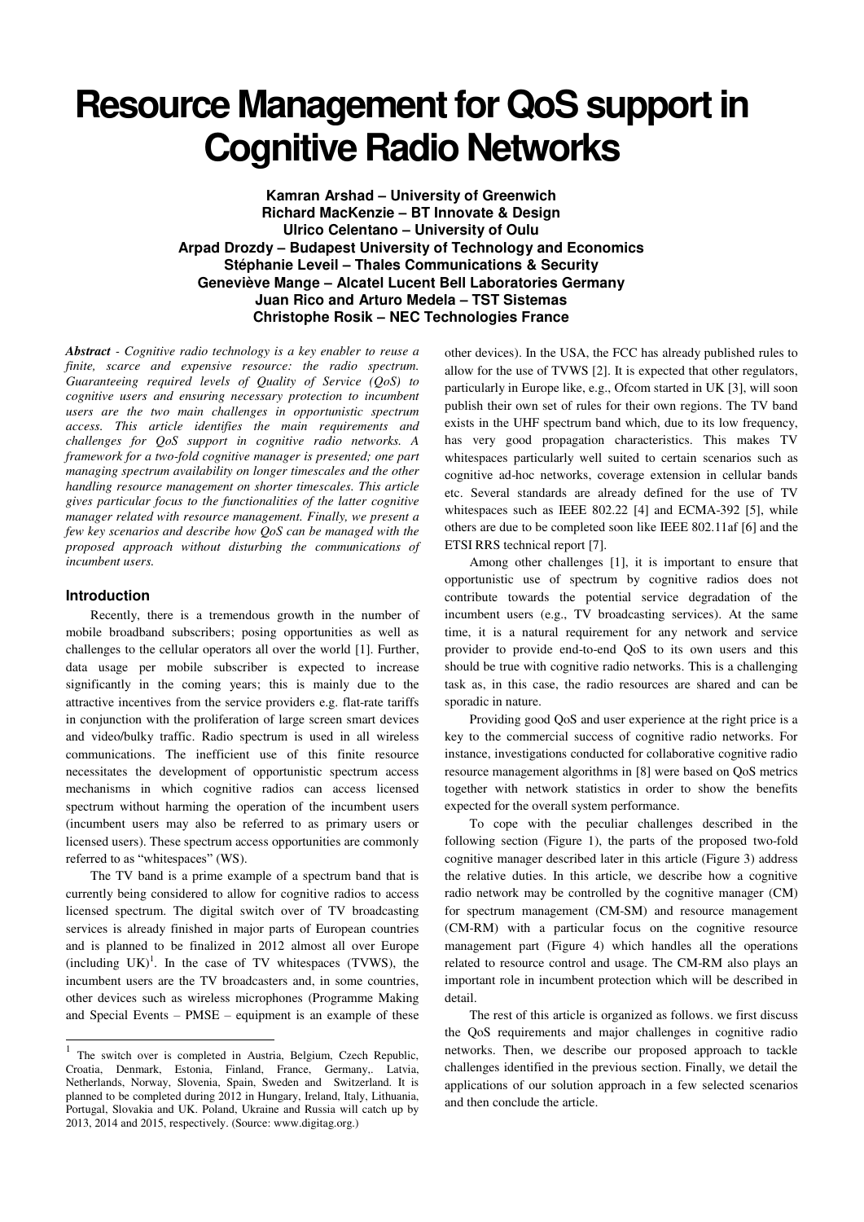# Resource Management for QoS support in Cognitive Radio Networks

**Kamran Arshad – University of Greenwich**
**Richard MacKenzie – BT Innovate & Design**
**Ulrico Celentano – University of Oulu**
**Arpad Drozdy – Budapest University of Technology and Economics**
**Stéphanie Leveil – Thales Communications & Security**
**Geneviève Mange – Alcatel Lucent Bell Laboratories Germany**
**Juan Rico and Arturo Medela – TST Sistemas**
**Christophe Rosik – NEC Technologies France**

***Abstract*** *- Cognitive radio technology is a key enabler to reuse a finite, scarce and expensive resource: the radio spectrum. Guaranteeing required levels of Quality of Service (QoS) to cognitive users and ensuring necessary protection to incumbent users are the two main challenges in opportunistic spectrum access. This article identifies the main requirements and challenges for QoS support in cognitive radio networks. A framework for a two-fold cognitive manager is presented; one part managing spectrum availability on longer timescales and the other handling resource management on shorter timescales. This article gives particular focus to the functionalities of the latter cognitive manager related with resource management. Finally, we present a few key scenarios and describe how QoS can be managed with the proposed approach without disturbing the communications of incumbent users.*

## Introduction

Recently, there is a tremendous growth in the number of mobile broadband subscribers; posing opportunities as well as challenges to the cellular operators all over the world [1]. Further, data usage per mobile subscriber is expected to increase significantly in the coming years; this is mainly due to the attractive incentives from the service providers e.g. flat-rate tariffs in conjunction with the proliferation of large screen smart devices and video/bulky traffic. Radio spectrum is used in all wireless communications. The inefficient use of this finite resource necessitates the development of opportunistic spectrum access mechanisms in which cognitive radios can access licensed spectrum without harming the operation of the incumbent users (incumbent users may also be referred to as primary users or licensed users). These spectrum access opportunities are commonly referred to as "whitespaces" (WS).

The TV band is a prime example of a spectrum band that is currently being considered to allow for cognitive radios to access licensed spectrum. The digital switch over of TV broadcasting services is already finished in major parts of European countries and is planned to be finalized in 2012 almost all over Europe (including UK)[1]. In the case of TV whitespaces (TVWS), the incumbent users are the TV broadcasters and, in some countries, other devices such as wireless microphones (Programme Making and Special Events – PMSE – equipment is an example of these other devices). In the USA, the FCC has already published rules to allow for the use of TVWS [2]. It is expected that other regulators, particularly in Europe like, e.g., Ofcom started in UK [3], will soon publish their own set of rules for their own regions. The TV band exists in the UHF spectrum band which, due to its low frequency, has very good propagation characteristics. This makes TV whitespaces particularly well suited to certain scenarios such as cognitive ad-hoc networks, coverage extension in cellular bands etc. Several standards are already defined for the use of TV whitespaces such as IEEE 802.22 [4] and ECMA-392 [5], while others are due to be completed soon like IEEE 802.11af [6] and the ETSI RRS technical report [7].

Among other challenges [1], it is important to ensure that opportunistic use of spectrum by cognitive radios does not contribute towards the potential service degradation of the incumbent users (e.g., TV broadcasting services). At the same time, it is a natural requirement for any network and service provider to provide end-to-end QoS to its own users and this should be true with cognitive radio networks. This is a challenging task as, in this case, the radio resources are shared and can be sporadic in nature.

Providing good QoS and user experience at the right price is a key to the commercial success of cognitive radio networks. For instance, investigations conducted for collaborative cognitive radio resource management algorithms in [8] were based on QoS metrics together with network statistics in order to show the benefits expected for the overall system performance.

To cope with the peculiar challenges described in the following section (Figure 1), the parts of the proposed two-fold cognitive manager described later in this article (Figure 3) address the relative duties. In this article, we describe how a cognitive radio network may be controlled by the cognitive manager (CM) for spectrum management (CM-SM) and resource management (CM-RM) with a particular focus on the cognitive resource management part (Figure 4) which handles all the operations related to resource control and usage. The CM-RM also plays an important role in incumbent protection which will be described in detail.

The rest of this article is organized as follows. we first discuss the QoS requirements and major challenges in cognitive radio networks. Then, we describe our proposed approach to tackle challenges identified in the previous section. Finally, we detail the applications of our solution approach in a few selected scenarios and then conclude the article.

[1] The switch over is completed in Austria, Belgium, Czech Republic, Croatia, Denmark, Estonia, Finland, France, Germany,. Latvia, Netherlands, Norway, Slovenia, Spain, Sweden and Switzerland. It is planned to be completed during 2012 in Hungary, Ireland, Italy, Lithuania, Portugal, Slovakia and UK. Poland, Ukraine and Russia will catch up by 2013, 2014 and 2015, respectively. (Source: www.digitag.org.)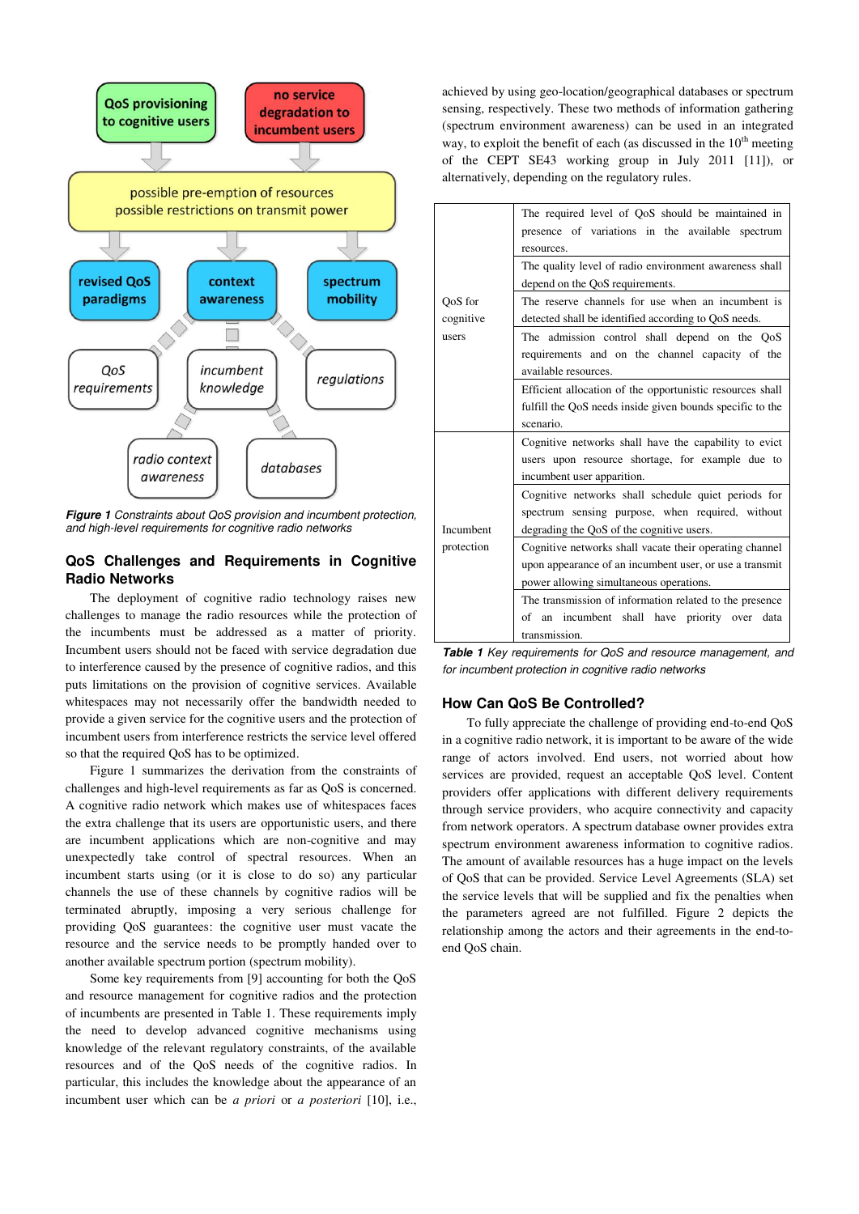Figure 1 Constraints about QoS provision and incumbent protection, and high-level requirements for cognitive radio networks

## QoS Challenges and Requirements in Cognitive Radio Networks

The deployment of cognitive radio technology raises new challenges to manage the radio resources while the protection of the incumbents must be addressed as a matter of priority. Incumbent users should not be faced with service degradation due to interference caused by the presence of cognitive radios, and this puts limitations on the provision of cognitive services. Available whitespaces may not necessarily offer the bandwidth needed to provide a given service for the cognitive users and the protection of incumbent users from interference restricts the service level offered so that the required QoS has to be optimized.

Figure 1 summarizes the derivation from the constraints of challenges and high-level requirements as far as QoS is concerned. A cognitive radio network which makes use of whitespaces faces the extra challenge that its users are opportunistic users, and there are incumbent applications which are non-cognitive and may unexpectedly take control of spectral resources. When an incumbent starts using (or it is close to do so) any particular channels the use of these channels by cognitive radios will be terminated abruptly, imposing a very serious challenge for providing QoS guarantees: the cognitive user must vacate the resource and the service needs to be promptly handed over to another available spectrum portion (spectrum mobility).

Some key requirements from [9] accounting for both the QoS and resource management for cognitive radios and the protection of incumbents are presented in Table 1. These requirements imply the need to develop advanced cognitive mechanisms using knowledge of the relevant regulatory constraints, of the available resources and of the QoS needs of the cognitive radios. In particular, this includes the knowledge about the appearance of an incumbent user which can be *a priori* or *a posteriori* [10], i.e., achieved by using geo-location/geographical databases or spectrum sensing, respectively. These two methods of information gathering (spectrum environment awareness) can be used in an integrated way, to exploit the benefit of each (as discussed in the 10th meeting of the CEPT SE43 working group in July 2011 [11]), or alternatively, depending on the regulatory rules.

| | |
|---|---|
| QoS for cognitive users | The required level of QoS should be maintained in presence of variations in the available spectrum resources. |
| | The quality level of radio environment awareness shall depend on the QoS requirements. |
| | The reserve channels for use when an incumbent is detected shall be identified according to QoS needs. |
| | The admission control shall depend on the QoS requirements and on the channel capacity of the available resources. |
| | Efficient allocation of the opportunistic resources shall fulfill the QoS needs inside given bounds specific to the scenario. |
| Incumbent protection | Cognitive networks shall have the capability to evict users upon resource shortage, for example due to incumbent user apparition. |
| | Cognitive networks shall schedule quiet periods for spectrum sensing purpose, when required, without degrading the QoS of the cognitive users. |
| | Cognitive networks shall vacate their operating channel upon appearance of an incumbent user, or use a transmit power allowing simultaneous operations. |
| | The transmission of information related to the presence of an incumbent shall have priority over data transmission. |

*Table 1 Key requirements for QoS and resource management, and for incumbent protection in cognitive radio networks*

## How Can QoS Be Controlled?

To fully appreciate the challenge of providing end-to-end QoS in a cognitive radio network, it is important to be aware of the wide range of actors involved. End users, not worried about how services are provided, request an acceptable QoS level. Content providers offer applications with different delivery requirements through service providers, who acquire connectivity and capacity from network operators. A spectrum database owner provides extra spectrum environment awareness information to cognitive radios. The amount of available resources has a huge impact on the levels of QoS that can be provided. Service Level Agreements (SLA) set the service levels that will be supplied and fix the penalties when the parameters agreed are not fulfilled. Figure 2 depicts the relationship among the actors and their agreements in the end-to-end QoS chain.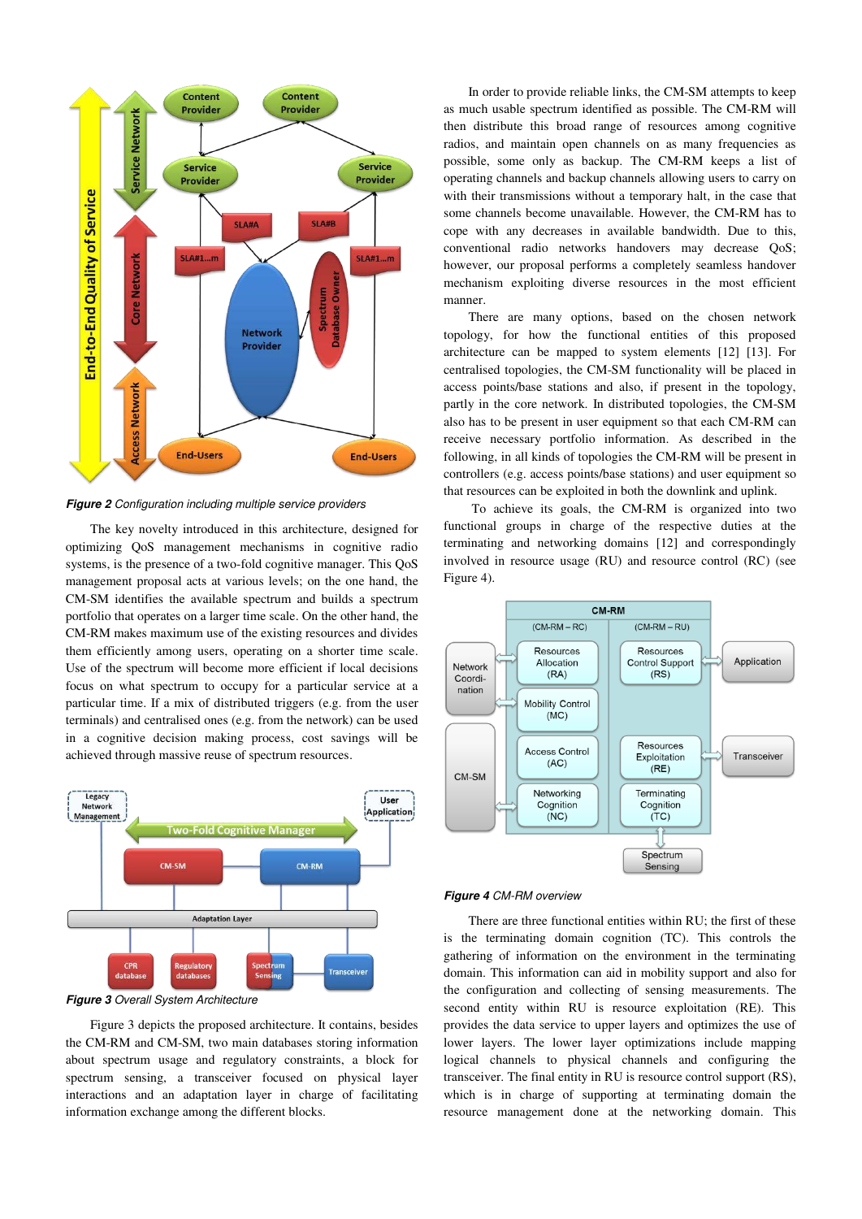*Figure 2 Configuration including multiple service providers*

The key novelty introduced in this architecture, designed for optimizing QoS management mechanisms in cognitive radio systems, is the presence of a two-fold cognitive manager. This QoS management proposal acts at various levels; on the one hand, the CM-SM identifies the available spectrum and builds a spectrum portfolio that operates on a larger time scale. On the other hand, the CM-RM makes maximum use of the existing resources and divides them efficiently among users, operating on a shorter time scale. Use of the spectrum will become more efficient if local decisions focus on what spectrum to occupy for a particular service at a particular time. If a mix of distributed triggers (e.g. from the user terminals) and centralised ones (e.g. from the network) can be used in a cognitive decision making process, cost savings will be achieved through massive reuse of spectrum resources.

*Figure 3 Overall System Architecture*

Figure 3 depicts the proposed architecture. It contains, besides the CM-RM and CM-SM, two main databases storing information about spectrum usage and regulatory constraints, a block for spectrum sensing, a transceiver focused on physical layer interactions and an adaptation layer in charge of facilitating information exchange among the different blocks.

In order to provide reliable links, the CM-SM attempts to keep as much usable spectrum identified as possible. The CM-RM will then distribute this broad range of resources among cognitive radios, and maintain open channels on as many frequencies as possible, some only as backup. The CM-RM keeps a list of operating channels and backup channels allowing users to carry on with their transmissions without a temporary halt, in the case that some channels become unavailable. However, the CM-RM has to cope with any decreases in available bandwidth. Due to this, conventional radio networks handovers may decrease QoS; however, our proposal performs a completely seamless handover mechanism exploiting diverse resources in the most efficient manner.

There are many options, based on the chosen network topology, for how the functional entities of this proposed architecture can be mapped to system elements [12] [13]. For centralised topologies, the CM-SM functionality will be placed in access points/base stations and also, if present in the topology, partly in the core network. In distributed topologies, the CM-SM also has to be present in user equipment so that each CM-RM can receive necessary portfolio information. As described in the following, in all kinds of topologies the CM-RM will be present in controllers (e.g. access points/base stations) and user equipment so that resources can be exploited in both the downlink and uplink.

To achieve its goals, the CM-RM is organized into two functional groups in charge of the respective duties at the terminating and networking domains [12] and correspondingly involved in resource usage (RU) and resource control (RC) (see Figure 4).

*Figure 4 CM-RM overview*

There are three functional entities within RU; the first of these is the terminating domain cognition (TC). This controls the gathering of information on the environment in the terminating domain. This information can aid in mobility support and also for the configuration and collecting of sensing measurements. The second entity within RU is resource exploitation (RE). This provides the data service to upper layers and optimizes the use of lower layers. The lower layer optimizations include mapping logical channels to physical channels and configuring the transceiver. The final entity in RU is resource control support (RS), which is in charge of supporting at terminating domain the resource management done at the networking domain. This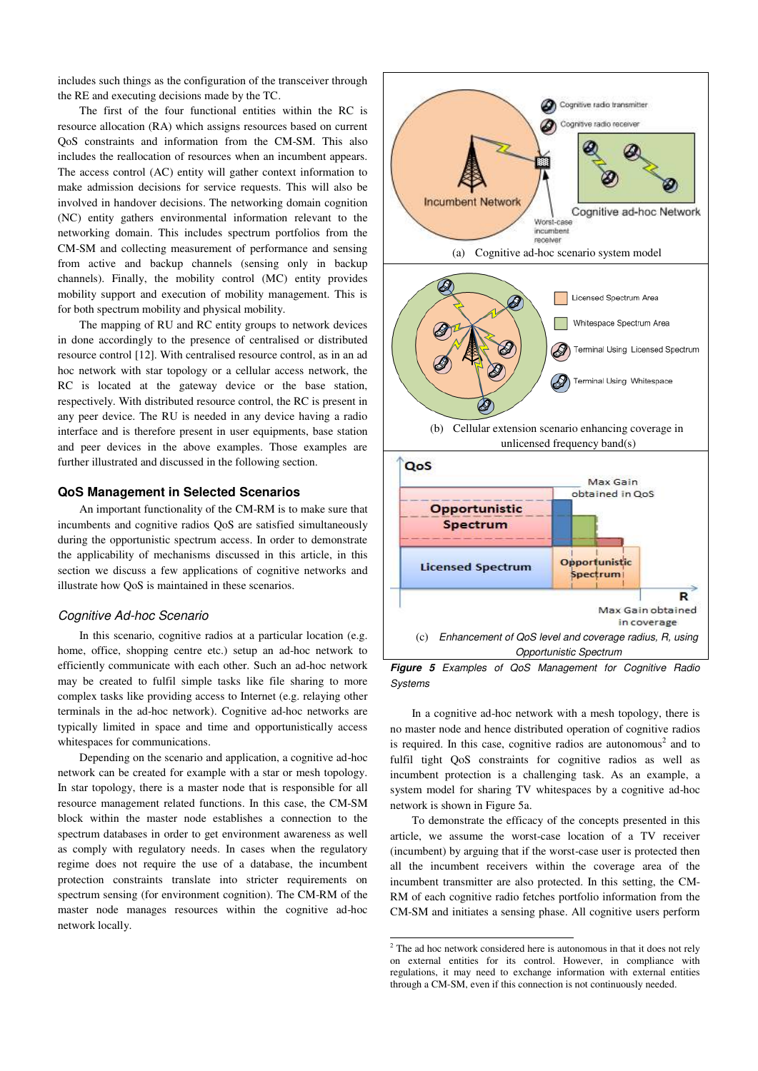includes such things as the configuration of the transceiver through the RE and executing decisions made by the TC.

The first of the four functional entities within the RC is resource allocation (RA) which assigns resources based on current QoS constraints and information from the CM-SM. This also includes the reallocation of resources when an incumbent appears. The access control (AC) entity will gather context information to make admission decisions for service requests. This will also be involved in handover decisions. The networking domain cognition (NC) entity gathers environmental information relevant to the networking domain. This includes spectrum portfolios from the CM-SM and collecting measurement of performance and sensing from active and backup channels (sensing only in backup channels). Finally, the mobility control (MC) entity provides mobility support and execution of mobility management. This is for both spectrum mobility and physical mobility.

The mapping of RU and RC entity groups to network devices in done accordingly to the presence of centralised or distributed resource control [12]. With centralised resource control, as in an ad hoc network with star topology or a cellular access network, the RC is located at the gateway device or the base station, respectively. With distributed resource control, the RC is present in any peer device. The RU is needed in any device having a radio interface and is therefore present in user equipments, base station and peer devices in the above examples. Those examples are further illustrated and discussed in the following section.

### QoS Management in Selected Scenarios

An important functionality of the CM-RM is to make sure that incumbents and cognitive radios QoS are satisfied simultaneously during the opportunistic spectrum access. In order to demonstrate the applicability of mechanisms discussed in this article, in this section we discuss a few applications of cognitive networks and illustrate how QoS is maintained in these scenarios.

#### *Cognitive Ad-hoc Scenario*

In this scenario, cognitive radios at a particular location (e.g. home, office, shopping centre etc.) setup an ad-hoc network to efficiently communicate with each other. Such an ad-hoc network may be created to fulfil simple tasks like file sharing to more complex tasks like providing access to Internet (e.g. relaying other terminals in the ad-hoc network). Cognitive ad-hoc networks are typically limited in space and time and opportunistically access whitespaces for communications.

Depending on the scenario and application, a cognitive ad-hoc network can be created for example with a star or mesh topology. In star topology, there is a master node that is responsible for all resource management related functions. In this case, the CM-SM block within the master node establishes a connection to the spectrum databases in order to get environment awareness as well as comply with regulatory needs. In cases when the regulatory regime does not require the use of a database, the incumbent protection constraints translate into stricter requirements on spectrum sensing (for environment cognition). The CM-RM of the master node manages resources within the cognitive ad-hoc network locally.

(a) Cognitive ad-hoc scenario system model

(b) Cellular extension scenario enhancing coverage in unlicensed frequency band(s)

(c) *Enhancement of QoS level and coverage radius, R, using Opportunistic Spectrum*

***Figure 5*** *Examples of QoS Management for Cognitive Radio Systems*

In a cognitive ad-hoc network with a mesh topology, there is no master node and hence distributed operation of cognitive radios is required. In this case, cognitive radios are autonomous[2] and to fulfil tight QoS constraints for cognitive radios as well as incumbent protection is a challenging task. As an example, a system model for sharing TV whitespaces by a cognitive ad-hoc network is shown in Figure 5a.

To demonstrate the efficacy of the concepts presented in this article, we assume the worst-case location of a TV receiver (incumbent) by arguing that if the worst-case user is protected then all the incumbent receivers within the coverage area of the incumbent transmitter are also protected. In this setting, the CM-RM of each cognitive radio fetches portfolio information from the CM-SM and initiates a sensing phase. All cognitive users perform

[2] The ad hoc network considered here is autonomous in that it does not rely on external entities for its control. However, in compliance with regulations, it may need to exchange information with external entities through a CM-SM, even if this connection is not continuously needed.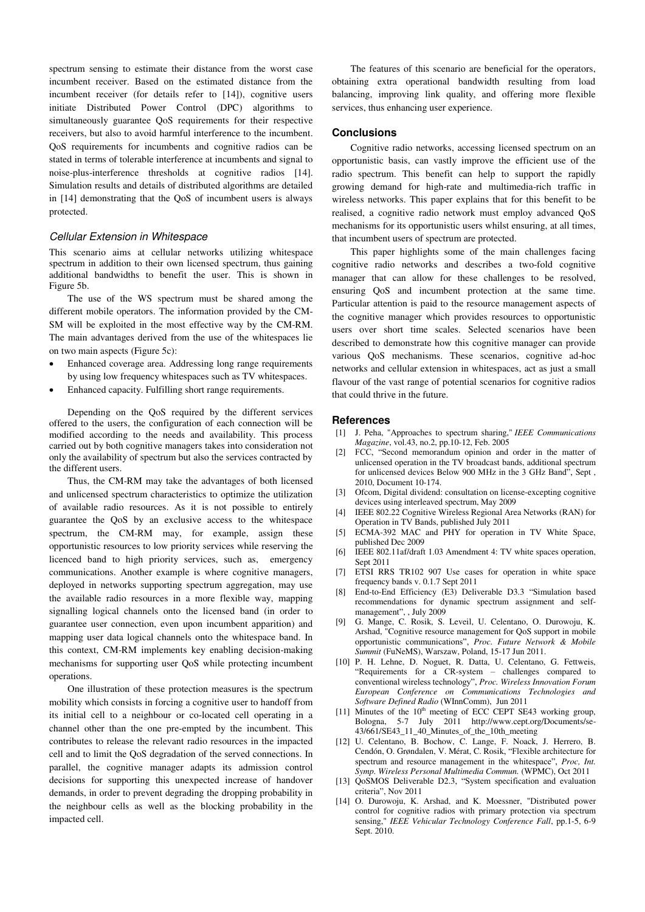spectrum sensing to estimate their distance from the worst case incumbent receiver. Based on the estimated distance from the incumbent receiver (for details refer to [14]), cognitive users initiate Distributed Power Control (DPC) algorithms to simultaneously guarantee QoS requirements for their respective receivers, but also to avoid harmful interference to the incumbent. QoS requirements for incumbents and cognitive radios can be stated in terms of tolerable interference at incumbents and signal to noise-plus-interference thresholds at cognitive radios [14]. Simulation results and details of distributed algorithms are detailed in [14] demonstrating that the QoS of incumbent users is always protected.

### *Cellular Extension in Whitespace*

This scenario aims at cellular networks utilizing whitespace spectrum in addition to their own licensed spectrum, thus gaining additional bandwidths to benefit the user. This is shown in Figure 5b.

The use of the WS spectrum must be shared among the different mobile operators. The information provided by the CM-SM will be exploited in the most effective way by the CM-RM. The main advantages derived from the use of the whitespaces lie on two main aspects (Figure 5c):

- Enhanced coverage area. Addressing long range requirements by using low frequency whitespaces such as TV whitespaces.
- Enhanced capacity. Fulfilling short range requirements.

Depending on the QoS required by the different services offered to the users, the configuration of each connection will be modified according to the needs and availability. This process carried out by both cognitive managers takes into consideration not only the availability of spectrum but also the services contracted by the different users.

Thus, the CM-RM may take the advantages of both licensed and unlicensed spectrum characteristics to optimize the utilization of available radio resources. As it is not possible to entirely guarantee the QoS by an exclusive access to the whitespace spectrum, the CM-RM may, for example, assign these opportunistic resources to low priority services while reserving the licenced band to high priority services, such as, emergency communications. Another example is where cognitive managers, deployed in networks supporting spectrum aggregation, may use the available radio resources in a more flexible way, mapping signalling logical channels onto the licensed band (in order to guarantee user connection, even upon incumbent apparition) and mapping user data logical channels onto the whitespace band. In this context, CM-RM implements key enabling decision-making mechanisms for supporting user QoS while protecting incumbent operations.

One illustration of these protection measures is the spectrum mobility which consists in forcing a cognitive user to handoff from its initial cell to a neighbour or co-located cell operating in a channel other than the one pre-empted by the incumbent. This contributes to release the relevant radio resources in the impacted cell and to limit the QoS degradation of the served connections. In parallel, the cognitive manager adapts its admission control decisions for supporting this unexpected increase of handover demands, in order to prevent degrading the dropping probability in the neighbour cells as well as the blocking probability in the impacted cell.

The features of this scenario are beneficial for the operators, obtaining extra operational bandwidth resulting from load balancing, improving link quality, and offering more flexible services, thus enhancing user experience.

## Conclusions

Cognitive radio networks, accessing licensed spectrum on an opportunistic basis, can vastly improve the efficient use of the radio spectrum. This benefit can help to support the rapidly growing demand for high-rate and multimedia-rich traffic in wireless networks. This paper explains that for this benefit to be realised, a cognitive radio network must employ advanced QoS mechanisms for its opportunistic users whilst ensuring, at all times, that incumbent users of spectrum are protected.

This paper highlights some of the main challenges facing cognitive radio networks and describes a two-fold cognitive manager that can allow for these challenges to be resolved, ensuring QoS and incumbent protection at the same time. Particular attention is paid to the resource management aspects of the cognitive manager which provides resources to opportunistic users over short time scales. Selected scenarios have been described to demonstrate how this cognitive manager can provide various QoS mechanisms. These scenarios, cognitive ad-hoc networks and cellular extension in whitespaces, act as just a small flavour of the vast range of potential scenarios for cognitive radios that could thrive in the future.

## References

[1] J. Peha, "Approaches to spectrum sharing," *IEEE Communications Magazine*, vol.43, no.2, pp.10-12, Feb. 2005

[2] FCC, "Second memorandum opinion and order in the matter of unlicensed operation in the TV broadcast bands, additional spectrum for unlicensed devices Below 900 MHz in the 3 GHz Band", Sept , 2010, Document 10-174.

[3] Ofcom, Digital dividend: consultation on license-excepting cognitive devices using interleaved spectrum, May 2009

[4] IEEE 802.22 Cognitive Wireless Regional Area Networks (RAN) for Operation in TV Bands, published July 2011

[5] ECMA-392 MAC and PHY for operation in TV White Space, published Dec 2009

[6] IEEE 802.11af/draft 1.03 Amendment 4: TV white spaces operation, Sept 2011

[7] ETSI RRS TR102 907 Use cases for operation in white space frequency bands v. 0.1.7 Sept 2011

[8] End-to-End Efficiency (E3) Deliverable D3.3 "Simulation based recommendations for dynamic spectrum assignment and self-management", , July 2009

[9] G. Mange, C. Rosik, S. Leveil, U. Celentano, O. Durowoju, K. Arshad, "Cognitive resource management for QoS support in mobile opportunistic communications", *Proc. Future Network & Mobile Summit* (FuNeMS), Warszaw, Poland, 15-17 Jun 2011.

[10] P. H. Lehne, D. Noguet, R. Datta, U. Celentano, G. Fettweis, "Requirements for a CR-system – challenges compared to conventional wireless technology", *Proc. Wireless Innovation Forum European Conference on Communications Technologies and Software Defined Radio* (WInnComm), Jun 2011

[11] Minutes of the 10th meeting of ECC CEPT SE43 working group, Bologna, 5-7 July 2011 http://www.cept.org/Documents/se-43/661/SE43_11_40_Minutes_of_the_10th_meeting

[12] U. Celentano, B. Bochow, C. Lange, F. Noack, J. Herrero, B. Cendón, O. Grøndalen, V. Mérat, C. Rosik, "Flexible architecture for spectrum and resource management in the whitespace", *Proc, Int. Symp. Wireless Personal Multimedia Commun.* (WPMC), Oct 2011

[13] QoSMOS Deliverable D2.3, "System specification and evaluation criteria", Nov 2011

[14] O. Durowoju, K. Arshad, and K. Moessner, "Distributed power control for cognitive radios with primary protection via spectrum sensing," *IEEE Vehicular Technology Conference Fall*, pp.1-5, 6-9 Sept. 2010.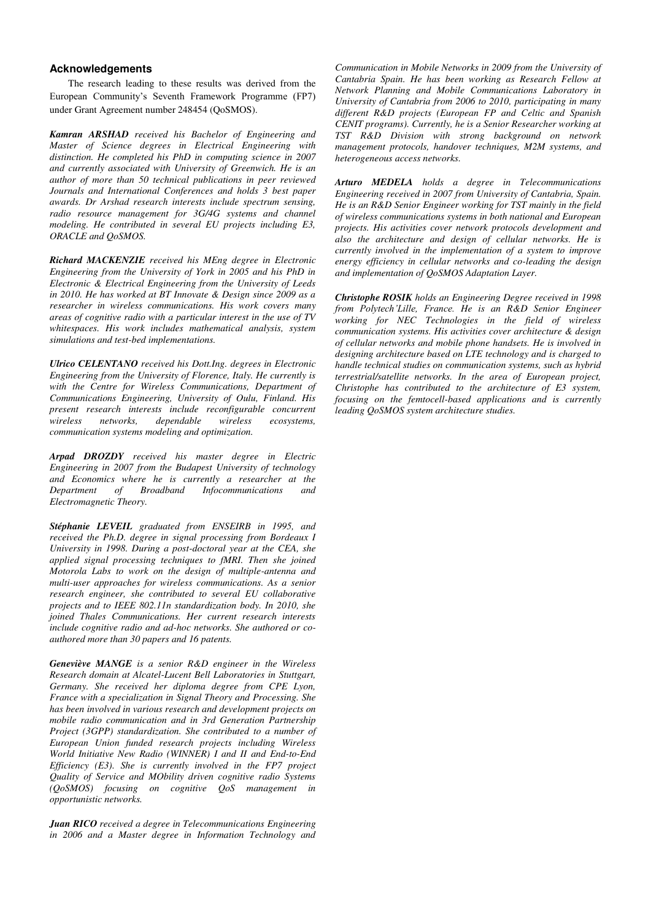## Acknowledgements

The research leading to these results was derived from the European Community's Seventh Framework Programme (FP7) under Grant Agreement number 248454 (QoSMOS).

***Kamran ARSHAD*** *received his Bachelor of Engineering and Master of Science degrees in Electrical Engineering with distinction. He completed his PhD in computing science in 2007 and currently associated with University of Greenwich. He is an author of more than 50 technical publications in peer reviewed Journals and International Conferences and holds 3 best paper awards. Dr Arshad research interests include spectrum sensing, radio resource management for 3G/4G systems and channel modeling. He contributed in several EU projects including E3, ORACLE and QoSMOS.*

***Richard MACKENZIE*** *received his MEng degree in Electronic Engineering from the University of York in 2005 and his PhD in Electronic & Electrical Engineering from the University of Leeds in 2010. He has worked at BT Innovate & Design since 2009 as a researcher in wireless communications. His work covers many areas of cognitive radio with a particular interest in the use of TV whitespaces. His work includes mathematical analysis, system simulations and test-bed implementations.*

***Ulrico CELENTANO*** *received his Dott.Ing. degrees in Electronic Engineering from the University of Florence, Italy. He currently is with the Centre for Wireless Communications, Department of Communications Engineering, University of Oulu, Finland. His present research interests include reconfigurable concurrent wireless networks, dependable wireless ecosystems, communication systems modeling and optimization.*

***Arpad DROZDY*** *received his master degree in Electric Engineering in 2007 from the Budapest University of technology and Economics where he is currently a researcher at the Department of Broadband Infocommunications and Electromagnetic Theory.*

***Stéphanie LEVEIL*** *graduated from ENSEIRB in 1995, and received the Ph.D. degree in signal processing from Bordeaux I University in 1998. During a post-doctoral year at the CEA, she applied signal processing techniques to fMRI. Then she joined Motorola Labs to work on the design of multiple-antenna and multi-user approaches for wireless communications. As a senior research engineer, she contributed to several EU collaborative projects and to IEEE 802.11n standardization body. In 2010, she joined Thales Communications. Her current research interests include cognitive radio and ad-hoc networks. She authored or co-authored more than 30 papers and 16 patents.*

***Geneviève MANGE*** *is a senior R&D engineer in the Wireless Research domain at Alcatel-Lucent Bell Laboratories in Stuttgart, Germany. She received her diploma degree from CPE Lyon, France with a specialization in Signal Theory and Processing. She has been involved in various research and development projects on mobile radio communication and in 3rd Generation Partnership Project (3GPP) standardization. She contributed to a number of European Union funded research projects including Wireless World Initiative New Radio (WINNER) I and II and End-to-End Efficiency (E3). She is currently involved in the FP7 project Quality of Service and MObility driven cognitive radio Systems (QoSMOS) focusing on cognitive QoS management in opportunistic networks.*

***Juan RICO*** *received a degree in Telecommunications Engineering in 2006 and a Master degree in Information Technology and Communication in Mobile Networks in 2009 from the University of Cantabria Spain. He has been working as Research Fellow at Network Planning and Mobile Communications Laboratory in University of Cantabria from 2006 to 2010, participating in many different R&D projects (European FP and Celtic and Spanish CENIT programs). Currently, he is a Senior Researcher working at TST R&D Division with strong background on network management protocols, handover techniques, M2M systems, and heterogeneous access networks.*

***Arturo MEDELA*** *holds a degree in Telecommunications Engineering received in 2007 from University of Cantabria, Spain. He is an R&D Senior Engineer working for TST mainly in the field of wireless communications systems in both national and European projects. His activities cover network protocols development and also the architecture and design of cellular networks. He is currently involved in the implementation of a system to improve energy efficiency in cellular networks and co-leading the design and implementation of QoSMOS Adaptation Layer.*

***Christophe ROSIK*** *holds an Engineering Degree received in 1998 from Polytech'Lille, France. He is an R&D Senior Engineer working for NEC Technologies in the field of wireless communication systems. His activities cover architecture & design of cellular networks and mobile phone handsets. He is involved in designing architecture based on LTE technology and is charged to handle technical studies on communication systems, such as hybrid terrestrial/satellite networks. In the area of European project, Christophe has contributed to the architecture of E3 system, focusing on the femtocell-based applications and is currently leading QoSMOS system architecture studies.*